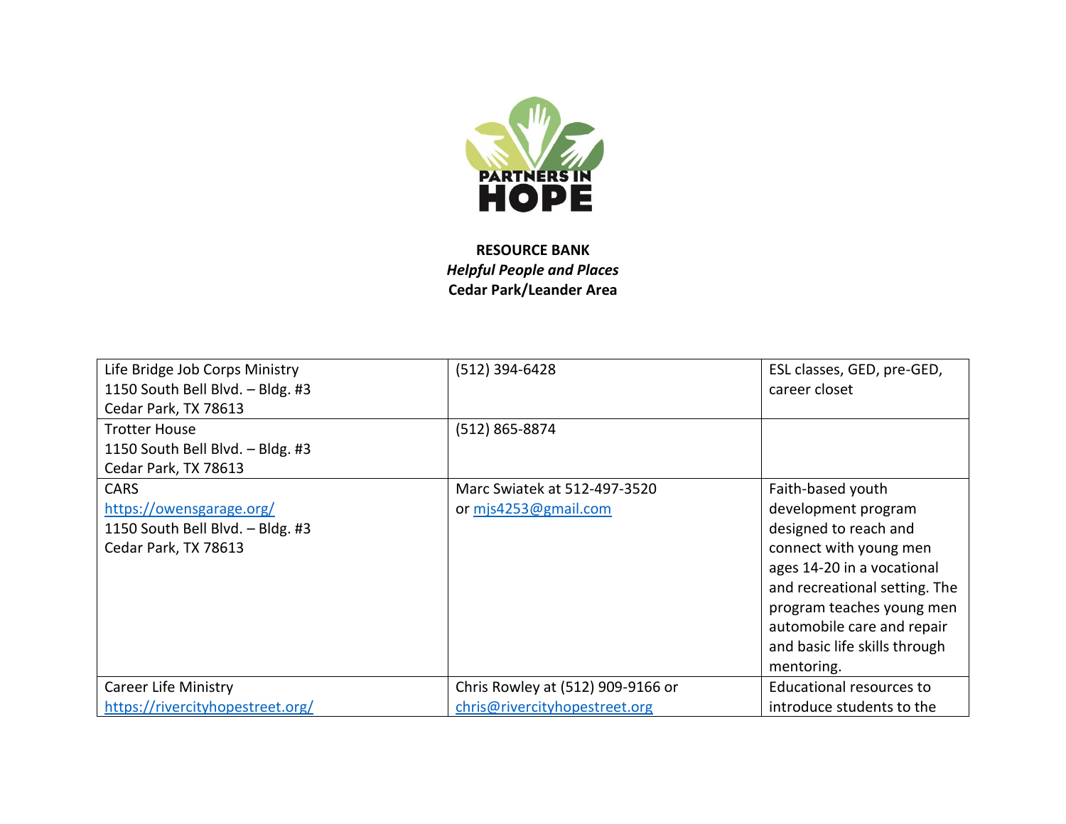**RESOURCE BANK**
***Helpful People and Places***
**Cedar Park/Leander Area**

| | | |
|---|---|---|
| Life Bridge Job Corps Ministry<br>1150 South Bell Blvd. – Bldg. #3<br>Cedar Park, TX 78613 | (512) 394-6428 | ESL classes, GED, pre-GED, career closet |
| Trotter House<br>1150 South Bell Blvd. – Bldg. #3<br>Cedar Park, TX 78613 | (512) 865-8874 | |
| CARS<br>https://owensgarage.org/<br>1150 South Bell Blvd. – Bldg. #3<br>Cedar Park, TX 78613 | Marc Swiatek at 512-497-3520 or mjs4253@gmail.com | Faith-based youth development program designed to reach and connect with young men ages 14-20 in a vocational and recreational setting. The program teaches young men automobile care and repair and basic life skills through mentoring. |
| Career Life Ministry<br>https://rivercityhopestreet.org/ | Chris Rowley at (512) 909-9166 or chris@rivercityhopestreet.org | Educational resources to introduce students to the |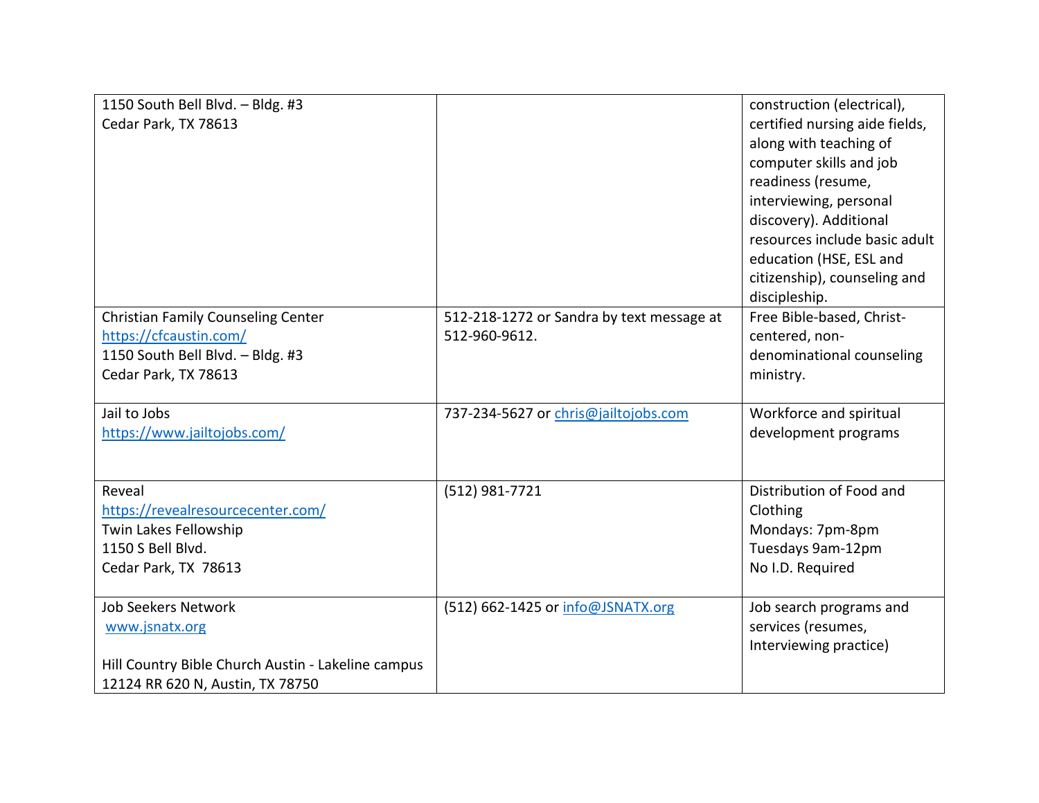| | | |
|---|---|---|
| 1150 South Bell Blvd. – Bldg. #3<br>Cedar Park, TX 78613 | | construction (electrical), certified nursing aide fields, along with teaching of computer skills and job readiness (resume, interviewing, personal discovery). Additional resources include basic adult education (HSE, ESL and citizenship), counseling and discipleship. |
| Christian Family Counseling Center<br>https://cfcaustin.com/<br>1150 South Bell Blvd. – Bldg. #3<br>Cedar Park, TX 78613 | 512-218-1272 or Sandra by text message at 512-960-9612. | Free Bible-based, Christ-centered, non-denominational counseling ministry. |
| Jail to Jobs<br>https://www.jailtojobs.com/ | 737-234-5627 or chris@jailtojobs.com | Workforce and spiritual development programs |
| Reveal<br>https://revealresourcecenter.com/<br>Twin Lakes Fellowship<br>1150 S Bell Blvd.<br>Cedar Park, TX 78613 | (512) 981-7721 | Distribution of Food and Clothing<br>Mondays: 7pm-8pm<br>Tuesdays 9am-12pm<br>No I.D. Required |
| Job Seekers Network<br>www.jsnatx.org<br><br>Hill Country Bible Church Austin - Lakeline campus<br>12124 RR 620 N, Austin, TX 78750 | (512) 662-1425 or info@JSNATX.org | Job search programs and services (resumes, Interviewing practice) |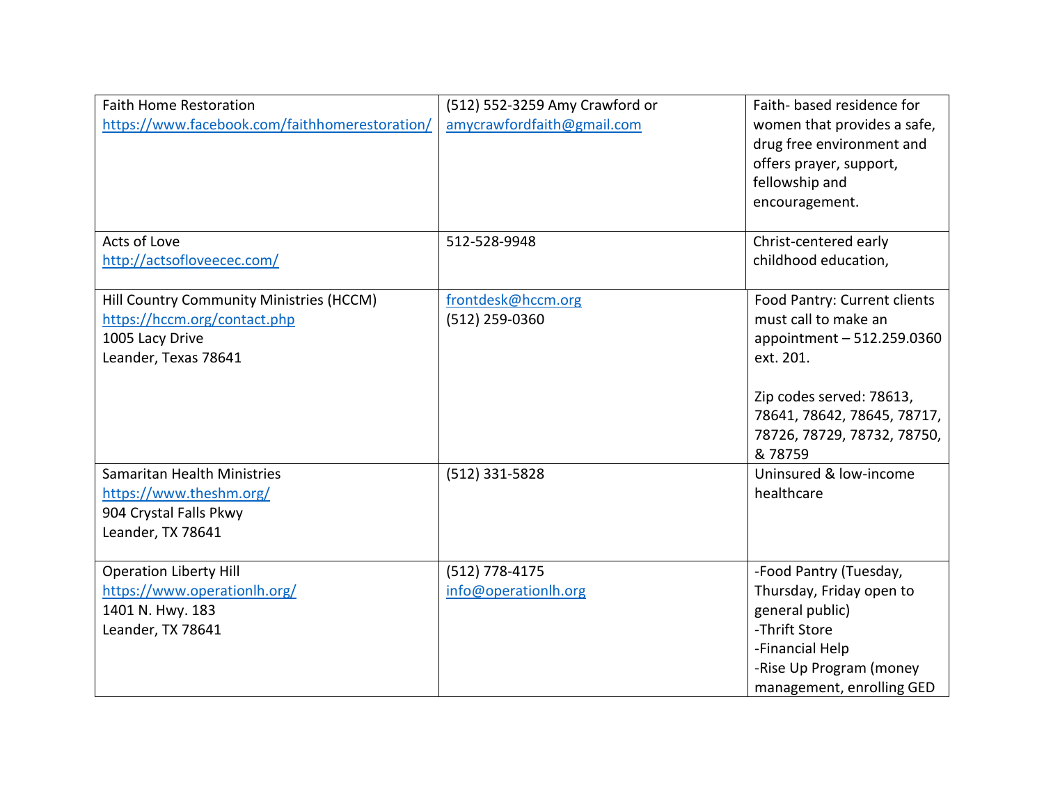| | | |
|---|---|---|
| Faith Home Restoration<br>https://www.facebook.com/faithhomerestoration/ | (512) 552-3259 Amy Crawford or<br>amycrawfordfaith@gmail.com | Faith- based residence for women that provides a safe, drug free environment and offers prayer, support, fellowship and encouragement. |
| Acts of Love<br>http://actsofloveecec.com/ | 512-528-9948 | Christ-centered early childhood education, |
| Hill Country Community Ministries (HCCM)<br>https://hccm.org/contact.php<br>1005 Lacy Drive<br>Leander, Texas 78641 | frontdesk@hccm.org<br>(512) 259-0360 | Food Pantry: Current clients must call to make an appointment – 512.259.0360 ext. 201.<br><br>Zip codes served: 78613, 78641, 78642, 78645, 78717, 78726, 78729, 78732, 78750, & 78759 |
| Samaritan Health Ministries<br>https://www.theshm.org/<br>904 Crystal Falls Pkwy<br>Leander, TX 78641 | (512) 331-5828 | Uninsured & low-income healthcare |
| Operation Liberty Hill<br>https://www.operationlh.org/<br>1401 N. Hwy. 183<br>Leander, TX 78641 | (512) 778-4175<br>info@operationlh.org | -Food Pantry (Tuesday, Thursday, Friday open to general public)<br>-Thrift Store<br>-Financial Help<br>-Rise Up Program (money management, enrolling GED |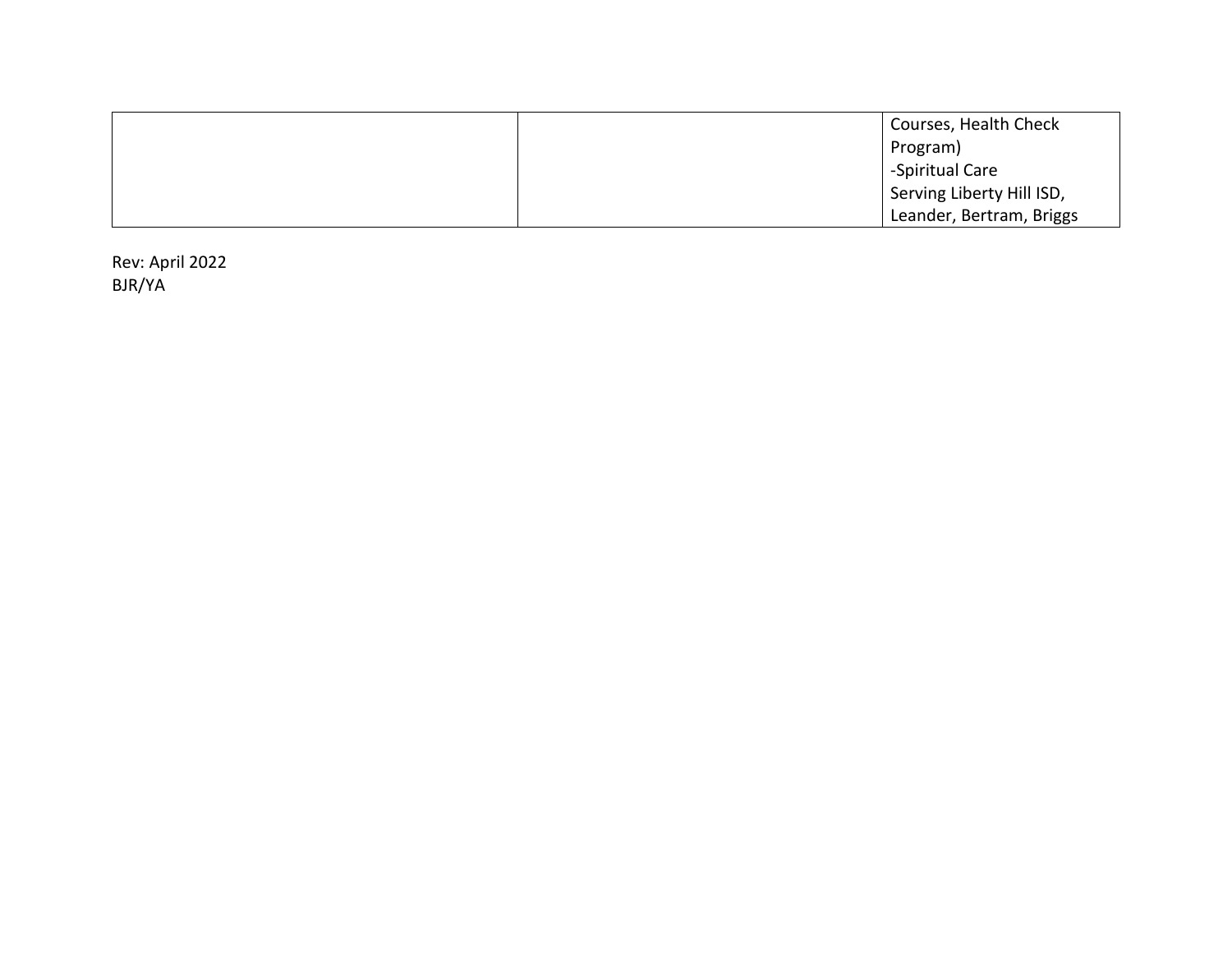| | | |
|---|---|---|
| | | Courses, Health Check Program)<br>-Spiritual Care<br>Serving Liberty Hill ISD, Leander, Bertram, Briggs |

Rev: April 2022
BJR/YA